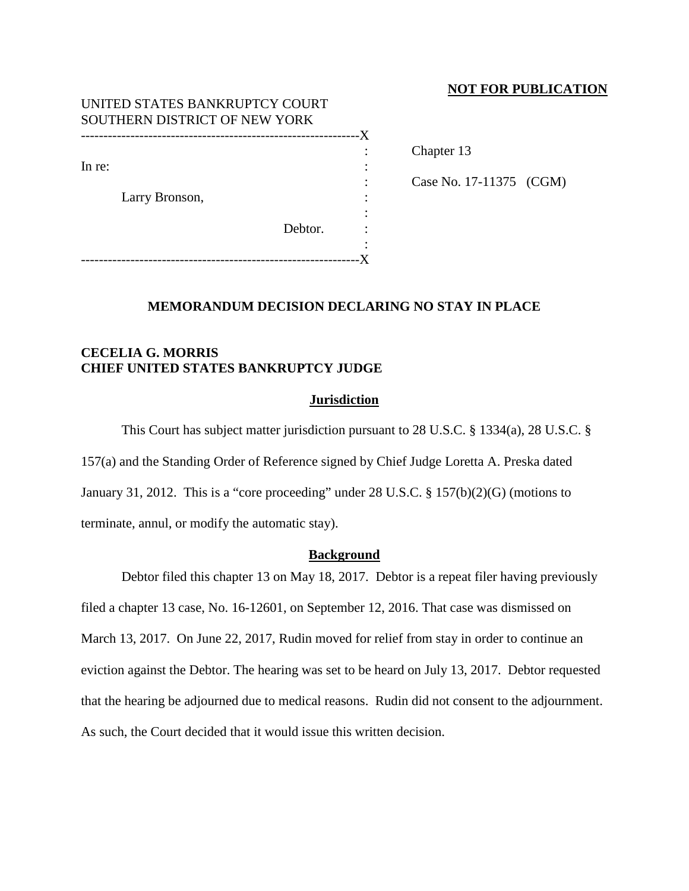**NOT FOR PUBLICATION**

UNITED STATES BANKRUPTCY COURT
SOUTHERN DISTRICT OF NEW YORK

| | |
|---|---|
| In re:<br><br>Larry Bronson,<br><br>Debtor. | Chapter 13<br><br>Case No. 17-11375 (CGM) |

## MEMORANDUM DECISION DECLARING NO STAY IN PLACE

**CECELIA G. MORRIS**
**CHIEF UNITED STATES BANKRUPTCY JUDGE**

### Jurisdiction

This Court has subject matter jurisdiction pursuant to 28 U.S.C. § 1334(a), 28 U.S.C. § 157(a) and the Standing Order of Reference signed by Chief Judge Loretta A. Preska dated January 31, 2012. This is a "core proceeding" under 28 U.S.C. § 157(b)(2)(G) (motions to terminate, annul, or modify the automatic stay).

### Background

Debtor filed this chapter 13 on May 18, 2017. Debtor is a repeat filer having previously filed a chapter 13 case, No. 16-12601, on September 12, 2016. That case was dismissed on March 13, 2017. On June 22, 2017, Rudin moved for relief from stay in order to continue an eviction against the Debtor. The hearing was set to be heard on July 13, 2017. Debtor requested that the hearing be adjourned due to medical reasons. Rudin did not consent to the adjournment. As such, the Court decided that it would issue this written decision.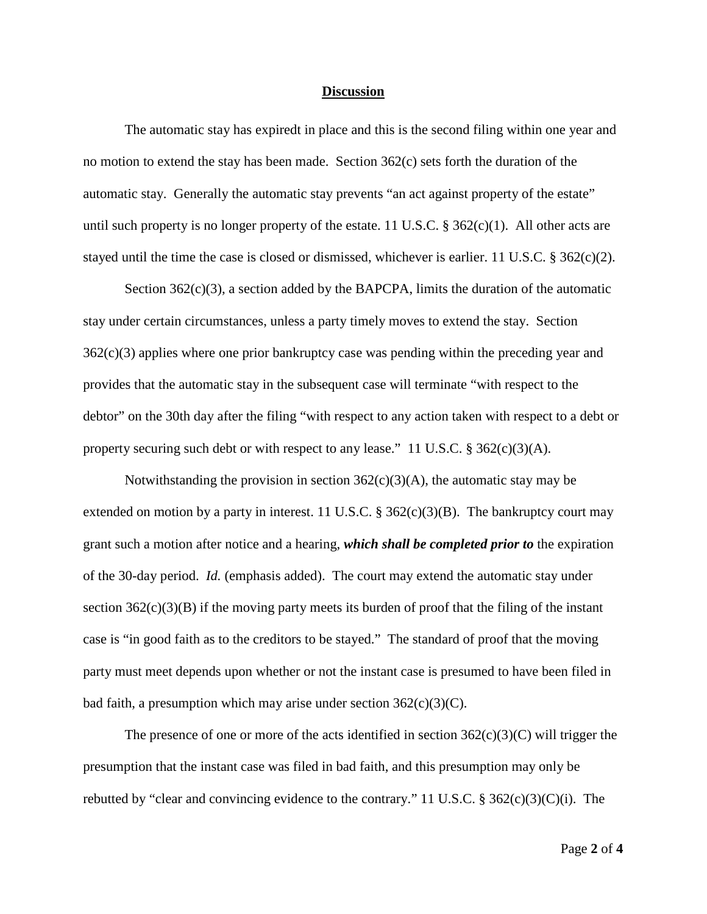**Discussion**

The automatic stay has expiredt in place and this is the second filing within one year and no motion to extend the stay has been made. Section 362(c) sets forth the duration of the automatic stay. Generally the automatic stay prevents "an act against property of the estate" until such property is no longer property of the estate. 11 U.S.C. § 362(c)(1). All other acts are stayed until the time the case is closed or dismissed, whichever is earlier. 11 U.S.C. § 362(c)(2).

Section 362(c)(3), a section added by the BAPCPA, limits the duration of the automatic stay under certain circumstances, unless a party timely moves to extend the stay. Section 362(c)(3) applies where one prior bankruptcy case was pending within the preceding year and provides that the automatic stay in the subsequent case will terminate "with respect to the debtor" on the 30th day after the filing "with respect to any action taken with respect to a debt or property securing such debt or with respect to any lease." 11 U.S.C. § 362(c)(3)(A).

Notwithstanding the provision in section 362(c)(3)(A), the automatic stay may be extended on motion by a party in interest. 11 U.S.C. § 362(c)(3)(B). The bankruptcy court may grant such a motion after notice and a hearing, ***which shall be completed prior to*** the expiration of the 30-day period. *Id.* (emphasis added). The court may extend the automatic stay under section 362(c)(3)(B) if the moving party meets its burden of proof that the filing of the instant case is "in good faith as to the creditors to be stayed." The standard of proof that the moving party must meet depends upon whether or not the instant case is presumed to have been filed in bad faith, a presumption which may arise under section 362(c)(3)(C).

The presence of one or more of the acts identified in section 362(c)(3)(C) will trigger the presumption that the instant case was filed in bad faith, and this presumption may only be rebutted by "clear and convincing evidence to the contrary." 11 U.S.C. § 362(c)(3)(C)(i). The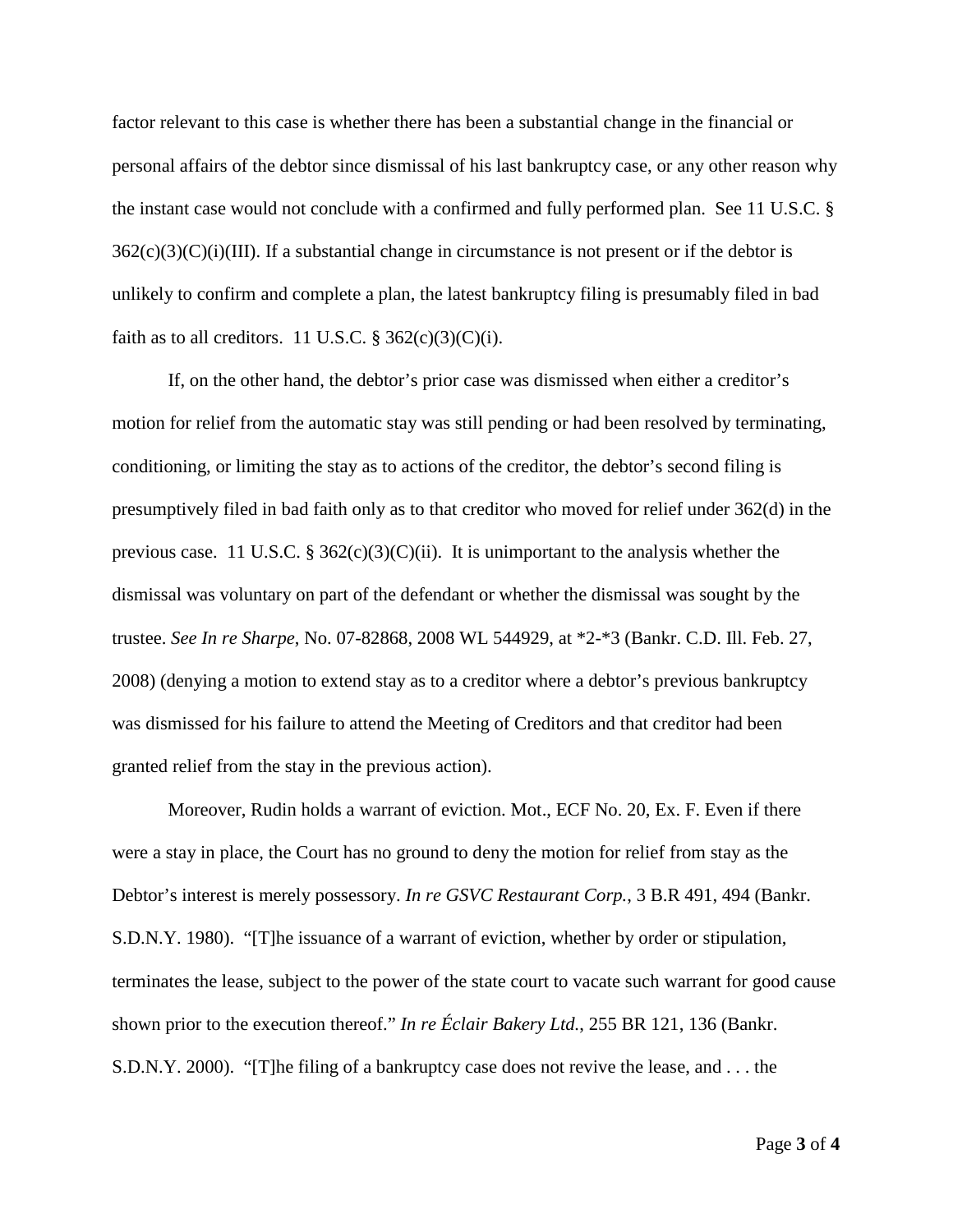factor relevant to this case is whether there has been a substantial change in the financial or personal affairs of the debtor since dismissal of his last bankruptcy case, or any other reason why the instant case would not conclude with a confirmed and fully performed plan. See 11 U.S.C. § 362(c)(3)(C)(i)(III). If a substantial change in circumstance is not present or if the debtor is unlikely to confirm and complete a plan, the latest bankruptcy filing is presumably filed in bad faith as to all creditors. 11 U.S.C. § 362(c)(3)(C)(i).

If, on the other hand, the debtor's prior case was dismissed when either a creditor's motion for relief from the automatic stay was still pending or had been resolved by terminating, conditioning, or limiting the stay as to actions of the creditor, the debtor's second filing is presumptively filed in bad faith only as to that creditor who moved for relief under 362(d) in the previous case. 11 U.S.C. § 362(c)(3)(C)(ii). It is unimportant to the analysis whether the dismissal was voluntary on part of the defendant or whether the dismissal was sought by the trustee. *See In re Sharpe*, No. 07-82868, 2008 WL 544929, at *2-*3 (Bankr. C.D. Ill. Feb. 27, 2008) (denying a motion to extend stay as to a creditor where a debtor's previous bankruptcy was dismissed for his failure to attend the Meeting of Creditors and that creditor had been granted relief from the stay in the previous action).

Moreover, Rudin holds a warrant of eviction. Mot., ECF No. 20, Ex. F. Even if there were a stay in place, the Court has no ground to deny the motion for relief from stay as the Debtor's interest is merely possessory. *In re GSVC Restaurant Corp.*, 3 B.R 491, 494 (Bankr. S.D.N.Y. 1980). "[T]he issuance of a warrant of eviction, whether by order or stipulation, terminates the lease, subject to the power of the state court to vacate such warrant for good cause shown prior to the execution thereof." *In re Éclair Bakery Ltd.*, 255 BR 121, 136 (Bankr. S.D.N.Y. 2000). "[T]he filing of a bankruptcy case does not revive the lease, and . . . the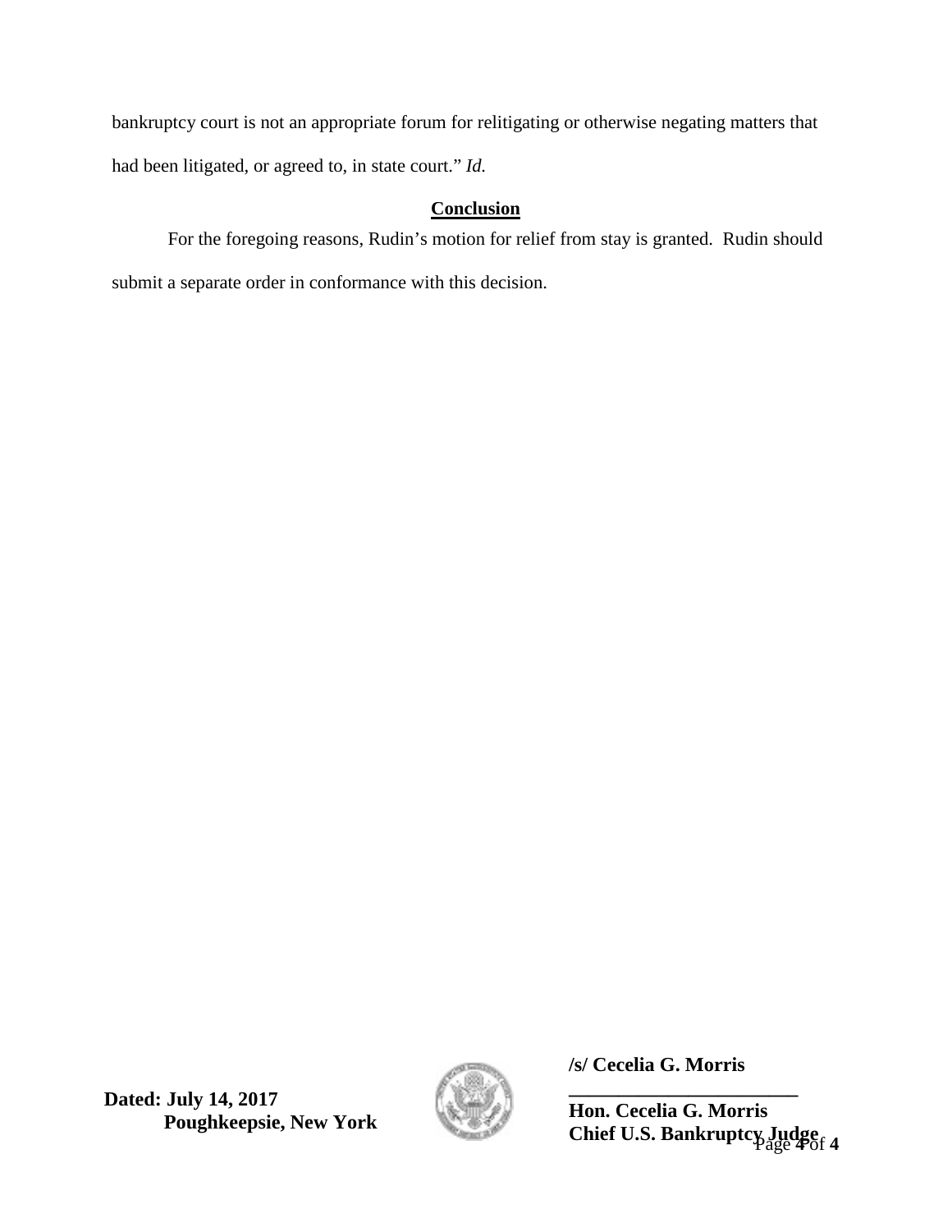bankruptcy court is not an appropriate forum for relitigating or otherwise negating matters that had been litigated, or agreed to, in state court." *Id.*

## Conclusion

For the foregoing reasons, Rudin's motion for relief from stay is granted. Rudin should submit a separate order in conformance with this decision.

**Dated: July 14, 2017**
**Poughkeepsie, New York**

**/s/ Cecelia G. Morris**
**_______________________**
**Hon. Cecelia G. Morris**
**Chief U.S. Bankruptcy Judge**